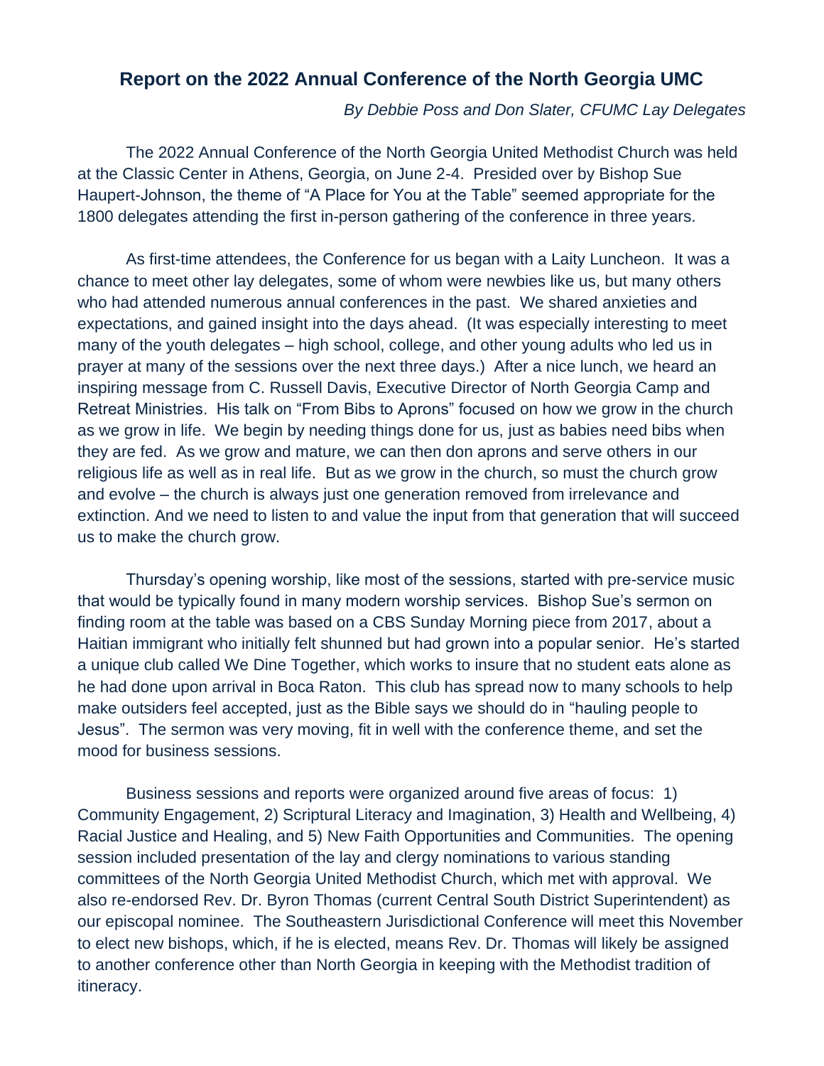# Report on the 2022 Annual Conference of the North Georgia UMC

*By Debbie Poss and Don Slater, CFUMC Lay Delegates*

The 2022 Annual Conference of the North Georgia United Methodist Church was held at the Classic Center in Athens, Georgia, on June 2-4. Presided over by Bishop Sue Haupert-Johnson, the theme of "A Place for You at the Table" seemed appropriate for the 1800 delegates attending the first in-person gathering of the conference in three years.

As first-time attendees, the Conference for us began with a Laity Luncheon. It was a chance to meet other lay delegates, some of whom were newbies like us, but many others who had attended numerous annual conferences in the past. We shared anxieties and expectations, and gained insight into the days ahead. (It was especially interesting to meet many of the youth delegates – high school, college, and other young adults who led us in prayer at many of the sessions over the next three days.) After a nice lunch, we heard an inspiring message from C. Russell Davis, Executive Director of North Georgia Camp and Retreat Ministries. His talk on "From Bibs to Aprons" focused on how we grow in the church as we grow in life. We begin by needing things done for us, just as babies need bibs when they are fed. As we grow and mature, we can then don aprons and serve others in our religious life as well as in real life. But as we grow in the church, so must the church grow and evolve – the church is always just one generation removed from irrelevance and extinction. And we need to listen to and value the input from that generation that will succeed us to make the church grow.

Thursday's opening worship, like most of the sessions, started with pre-service music that would be typically found in many modern worship services. Bishop Sue's sermon on finding room at the table was based on a CBS Sunday Morning piece from 2017, about a Haitian immigrant who initially felt shunned but had grown into a popular senior. He's started a unique club called We Dine Together, which works to insure that no student eats alone as he had done upon arrival in Boca Raton. This club has spread now to many schools to help make outsiders feel accepted, just as the Bible says we should do in "hauling people to Jesus". The sermon was very moving, fit in well with the conference theme, and set the mood for business sessions.

Business sessions and reports were organized around five areas of focus: 1) Community Engagement, 2) Scriptural Literacy and Imagination, 3) Health and Wellbeing, 4) Racial Justice and Healing, and 5) New Faith Opportunities and Communities. The opening session included presentation of the lay and clergy nominations to various standing committees of the North Georgia United Methodist Church, which met with approval. We also re-endorsed Rev. Dr. Byron Thomas (current Central South District Superintendent) as our episcopal nominee. The Southeastern Jurisdictional Conference will meet this November to elect new bishops, which, if he is elected, means Rev. Dr. Thomas will likely be assigned to another conference other than North Georgia in keeping with the Methodist tradition of itineracy.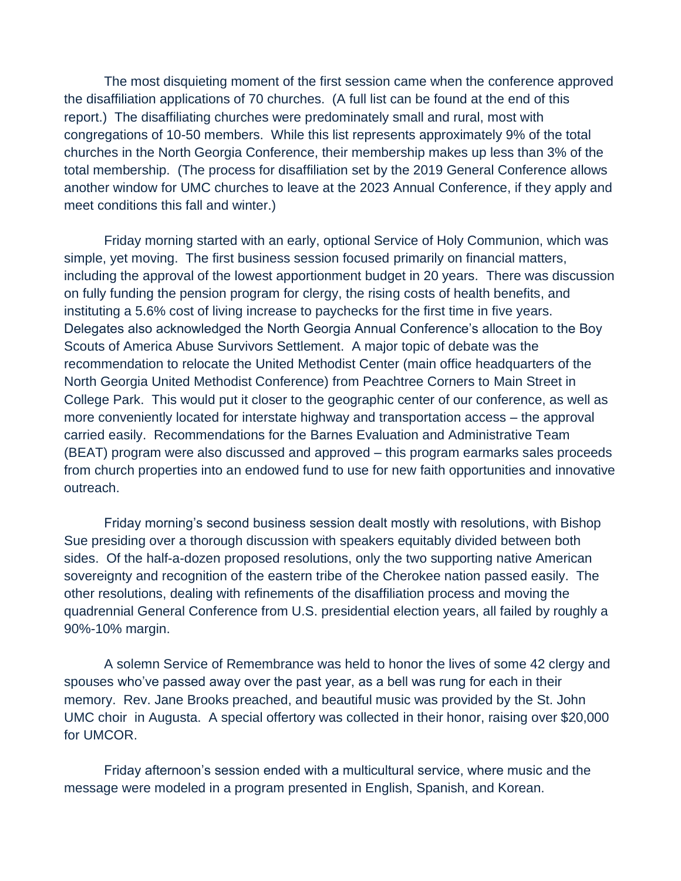The most disquieting moment of the first session came when the conference approved the disaffiliation applications of 70 churches. (A full list can be found at the end of this report.) The disaffiliating churches were predominately small and rural, most with congregations of 10-50 members. While this list represents approximately 9% of the total churches in the North Georgia Conference, their membership makes up less than 3% of the total membership. (The process for disaffiliation set by the 2019 General Conference allows another window for UMC churches to leave at the 2023 Annual Conference, if they apply and meet conditions this fall and winter.)

Friday morning started with an early, optional Service of Holy Communion, which was simple, yet moving. The first business session focused primarily on financial matters, including the approval of the lowest apportionment budget in 20 years. There was discussion on fully funding the pension program for clergy, the rising costs of health benefits, and instituting a 5.6% cost of living increase to paychecks for the first time in five years. Delegates also acknowledged the North Georgia Annual Conference's allocation to the Boy Scouts of America Abuse Survivors Settlement. A major topic of debate was the recommendation to relocate the United Methodist Center (main office headquarters of the North Georgia United Methodist Conference) from Peachtree Corners to Main Street in College Park. This would put it closer to the geographic center of our conference, as well as more conveniently located for interstate highway and transportation access – the approval carried easily. Recommendations for the Barnes Evaluation and Administrative Team (BEAT) program were also discussed and approved – this program earmarks sales proceeds from church properties into an endowed fund to use for new faith opportunities and innovative outreach.

Friday morning's second business session dealt mostly with resolutions, with Bishop Sue presiding over a thorough discussion with speakers equitably divided between both sides. Of the half-a-dozen proposed resolutions, only the two supporting native American sovereignty and recognition of the eastern tribe of the Cherokee nation passed easily. The other resolutions, dealing with refinements of the disaffiliation process and moving the quadrennial General Conference from U.S. presidential election years, all failed by roughly a 90%-10% margin.

A solemn Service of Remembrance was held to honor the lives of some 42 clergy and spouses who've passed away over the past year, as a bell was rung for each in their memory. Rev. Jane Brooks preached, and beautiful music was provided by the St. John UMC choir in Augusta. A special offertory was collected in their honor, raising over $20,000 for UMCOR.

Friday afternoon's session ended with a multicultural service, where music and the message were modeled in a program presented in English, Spanish, and Korean.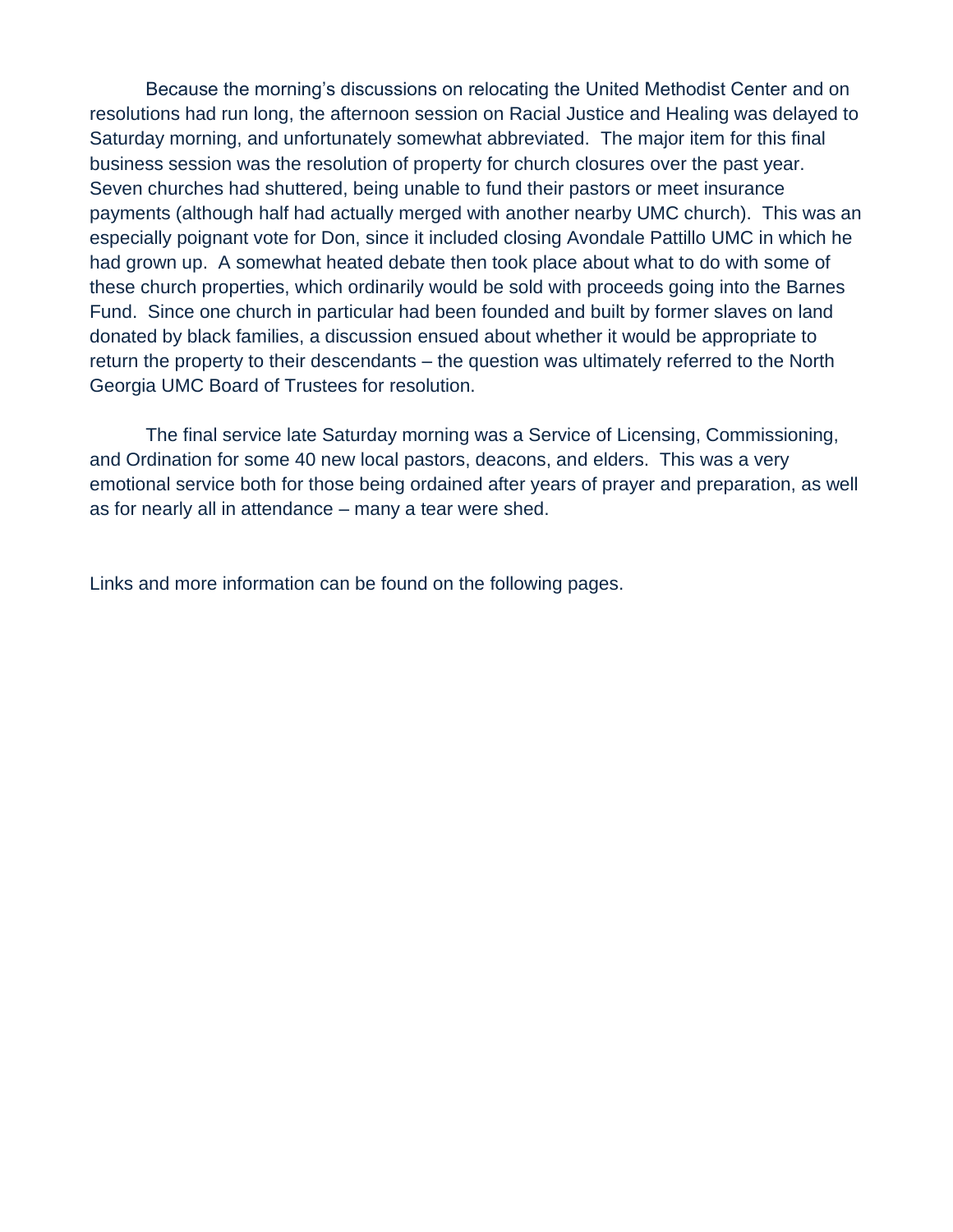Because the morning's discussions on relocating the United Methodist Center and on resolutions had run long, the afternoon session on Racial Justice and Healing was delayed to Saturday morning, and unfortunately somewhat abbreviated. The major item for this final business session was the resolution of property for church closures over the past year. Seven churches had shuttered, being unable to fund their pastors or meet insurance payments (although half had actually merged with another nearby UMC church). This was an especially poignant vote for Don, since it included closing Avondale Pattillo UMC in which he had grown up. A somewhat heated debate then took place about what to do with some of these church properties, which ordinarily would be sold with proceeds going into the Barnes Fund. Since one church in particular had been founded and built by former slaves on land donated by black families, a discussion ensued about whether it would be appropriate to return the property to their descendants – the question was ultimately referred to the North Georgia UMC Board of Trustees for resolution.

The final service late Saturday morning was a Service of Licensing, Commissioning, and Ordination for some 40 new local pastors, deacons, and elders. This was a very emotional service both for those being ordained after years of prayer and preparation, as well as for nearly all in attendance – many a tear were shed.

Links and more information can be found on the following pages.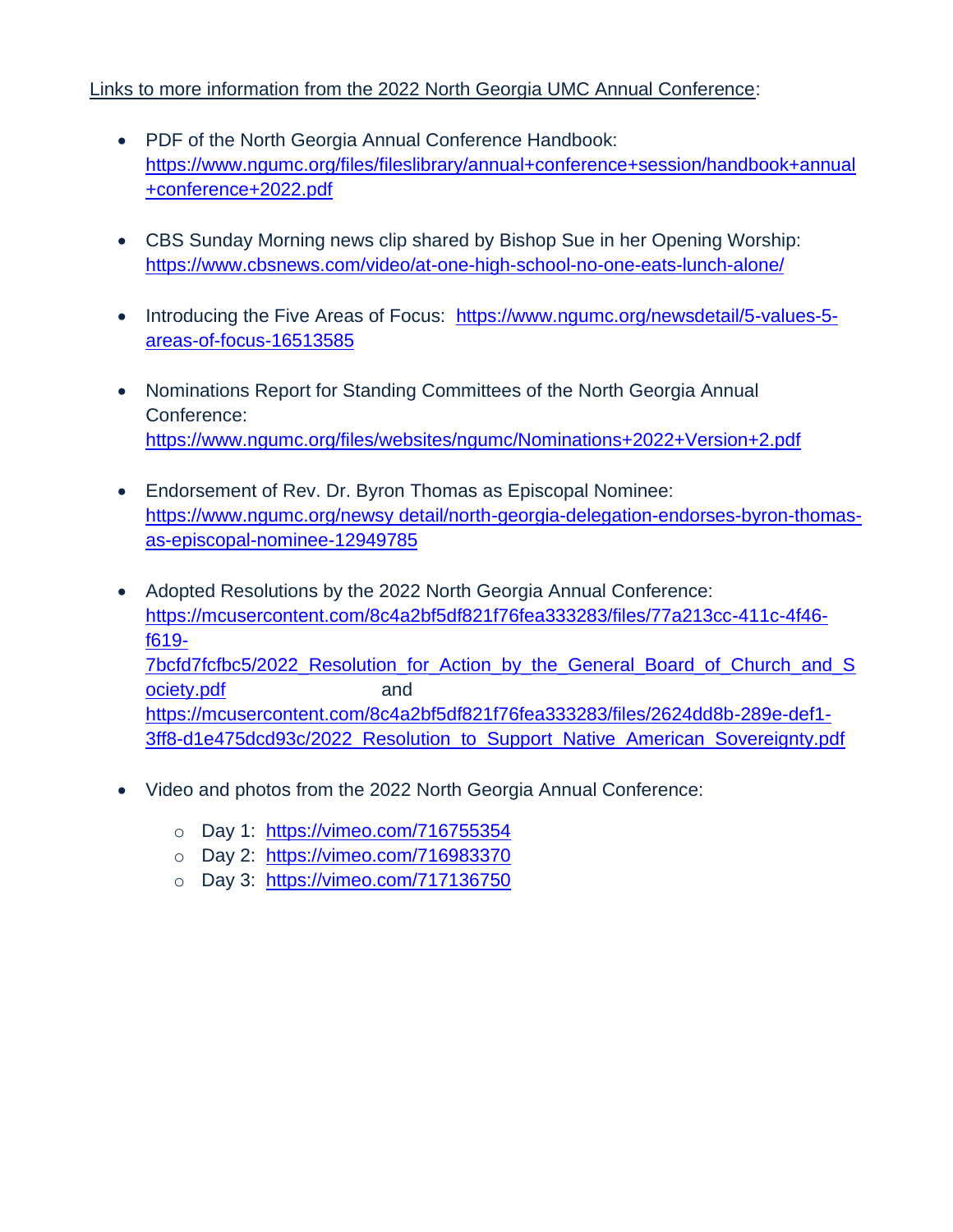Links to more information from the 2022 North Georgia UMC Annual Conference:

- PDF of the North Georgia Annual Conference Handbook: https://www.ngumc.org/files/fileslibrary/annual+conference+session/handbook+annual+conference+2022.pdf

- CBS Sunday Morning news clip shared by Bishop Sue in her Opening Worship: https://www.cbsnews.com/video/at-one-high-school-no-one-eats-lunch-alone/

- Introducing the Five Areas of Focus: https://www.ngumc.org/newsdetail/5-values-5-areas-of-focus-16513585

- Nominations Report for Standing Committees of the North Georgia Annual Conference: https://www.ngumc.org/files/websites/ngumc/Nominations+2022+Version+2.pdf

- Endorsement of Rev. Dr. Byron Thomas as Episcopal Nominee: https://www.ngumc.org/newsy detail/north-georgia-delegation-endorses-byron-thomas-as-episcopal-nominee-12949785

- Adopted Resolutions by the 2022 North Georgia Annual Conference: https://mcusercontent.com/8c4a2bf5df821f76fea333283/files/77a213cc-411c-4f46-f619-7bcfd7fcfbc5/2022_Resolution_for_Action_by_the_General_Board_of_Church_and_Society.pdf and https://mcusercontent.com/8c4a2bf5df821f76fea333283/files/2624dd8b-289e-def1-3ff8-d1e475dcd93c/2022_Resolution_to_Support_Native_American_Sovereignty.pdf

- Video and photos from the 2022 North Georgia Annual Conference:
  - Day 1: https://vimeo.com/716755354
  - Day 2: https://vimeo.com/716983370
  - Day 3: https://vimeo.com/717136750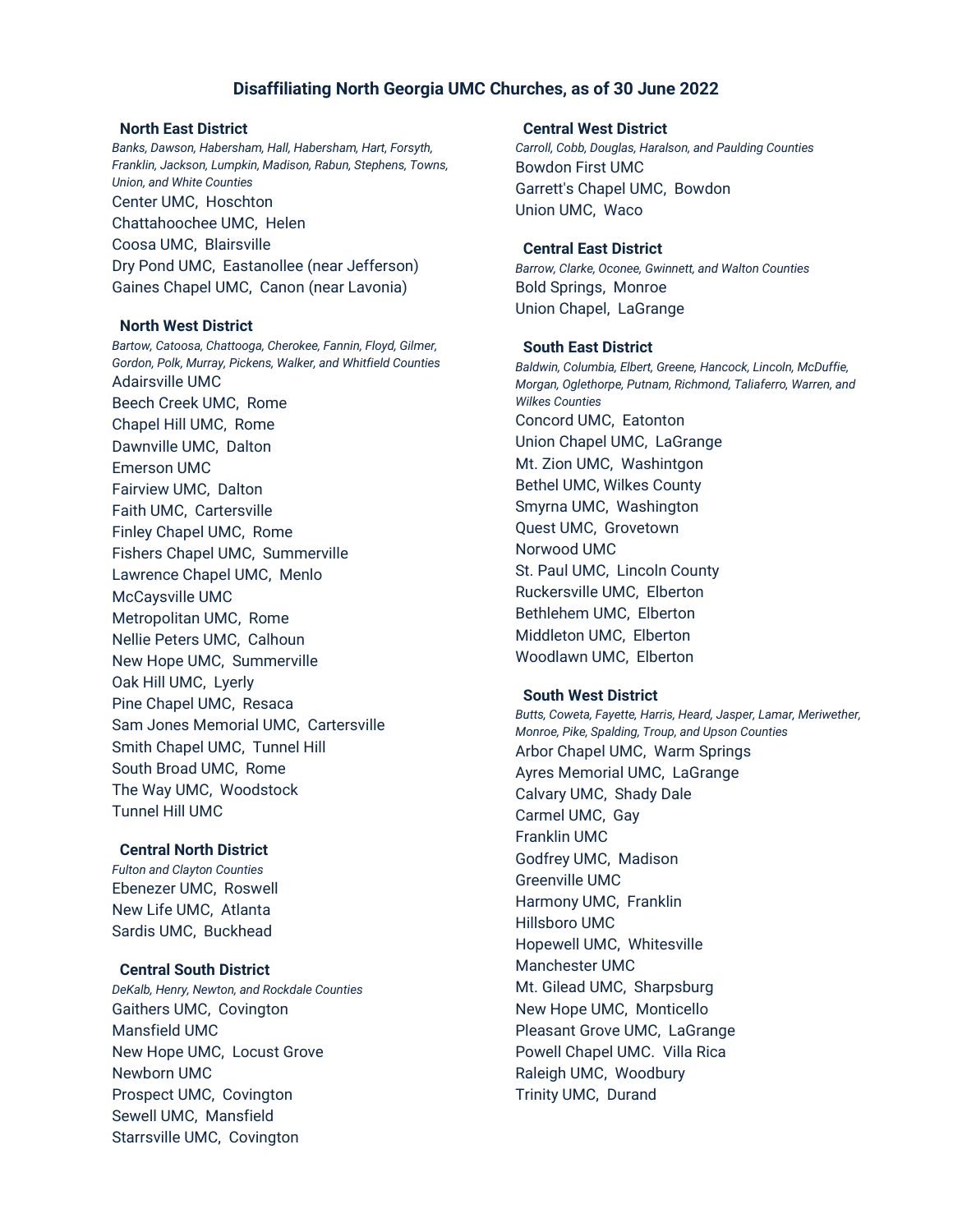# Disaffiliating North Georgia UMC Churches, as of 30 June 2022

## North East District

*Banks, Dawson, Habersham, Hall, Habersham, Hart, Forsyth, Franklin, Jackson, Lumpkin, Madison, Rabun, Stephens, Towns, Union, and White Counties*

Center UMC, Hoschton
Chattahoochee UMC, Helen
Coosa UMC, Blairsville
Dry Pond UMC, Eastanollee (near Jefferson)
Gaines Chapel UMC, Canon (near Lavonia)

## North West District

*Bartow, Catoosa, Chattooga, Cherokee, Fannin, Floyd, Gilmer, Gordon, Polk, Murray, Pickens, Walker, and Whitfield Counties*

Adairsville UMC
Beech Creek UMC, Rome
Chapel Hill UMC, Rome
Dawnville UMC, Dalton
Emerson UMC
Fairview UMC, Dalton
Faith UMC, Cartersville
Finley Chapel UMC, Rome
Fishers Chapel UMC, Summerville
Lawrence Chapel UMC, Menlo
McCaysville UMC
Metropolitan UMC, Rome
Nellie Peters UMC, Calhoun
New Hope UMC, Summerville
Oak Hill UMC, Lyerly
Pine Chapel UMC, Resaca
Sam Jones Memorial UMC, Cartersville
Smith Chapel UMC, Tunnel Hill
South Broad UMC, Rome
The Way UMC, Woodstock
Tunnel Hill UMC

## Central North District

*Fulton and Clayton Counties*

Ebenezer UMC, Roswell
New Life UMC, Atlanta
Sardis UMC, Buckhead

## Central South District

*DeKalb, Henry, Newton, and Rockdale Counties*

Gaithers UMC, Covington
Mansfield UMC
New Hope UMC, Locust Grove
Newborn UMC
Prospect UMC, Covington
Sewell UMC, Mansfield
Starrsville UMC, Covington

## Central West District

*Carroll, Cobb, Douglas, Haralson, and Paulding Counties*

Bowdon First UMC
Garrett's Chapel UMC, Bowdon
Union UMC, Waco

## Central East District

*Barrow, Clarke, Oconee, Gwinnett, and Walton Counties*

Bold Springs, Monroe
Union Chapel, LaGrange

## South East District

*Baldwin, Columbia, Elbert, Greene, Hancock, Lincoln, McDuffie, Morgan, Oglethorpe, Putnam, Richmond, Taliaferro, Warren, and Wilkes Counties*

Concord UMC, Eatonton
Union Chapel UMC, LaGrange
Mt. Zion UMC, Washintgon
Bethel UMC, Wilkes County
Smyrna UMC, Washington
Quest UMC, Grovetown
Norwood UMC
St. Paul UMC, Lincoln County
Ruckersville UMC, Elberton
Bethlehem UMC, Elberton
Middleton UMC, Elberton
Woodlawn UMC, Elberton

## South West District

*Butts, Coweta, Fayette, Harris, Heard, Jasper, Lamar, Meriwether, Monroe, Pike, Spalding, Troup, and Upson Counties*

Arbor Chapel UMC, Warm Springs
Ayres Memorial UMC, LaGrange
Calvary UMC, Shady Dale
Carmel UMC, Gay
Franklin UMC
Godfrey UMC, Madison
Greenville UMC
Harmony UMC, Franklin
Hillsboro UMC
Hopewell UMC, Whitesville
Manchester UMC
Mt. Gilead UMC, Sharpsburg
New Hope UMC, Monticello
Pleasant Grove UMC, LaGrange
Powell Chapel UMC. Villa Rica
Raleigh UMC, Woodbury
Trinity UMC, Durand